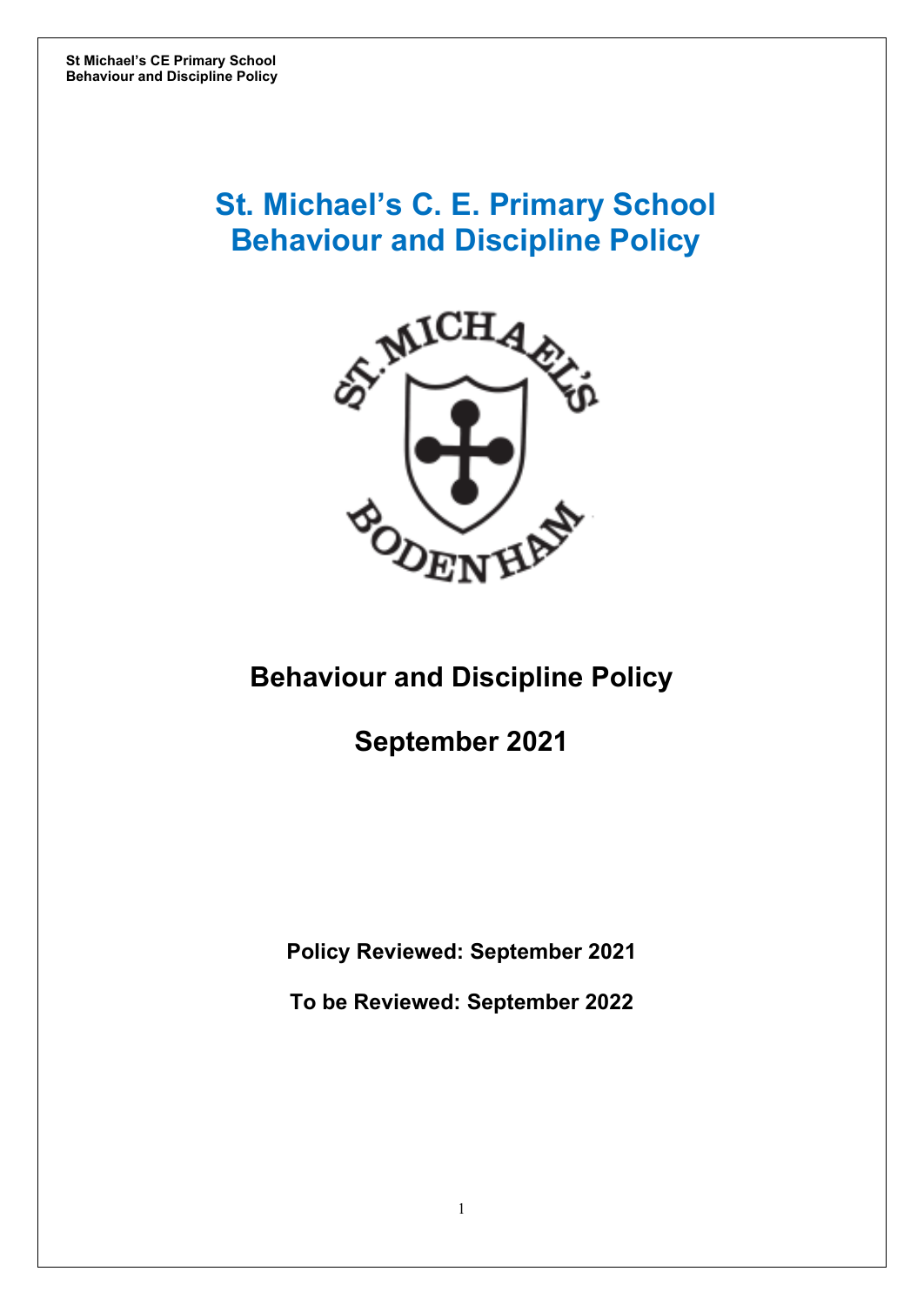# St. Michael's C. E. Primary School
# Behaviour and Discipline Policy

## Behaviour and Discipline Policy

## September 2021

**Policy Reviewed: September 2021**

**To be Reviewed: September 2022**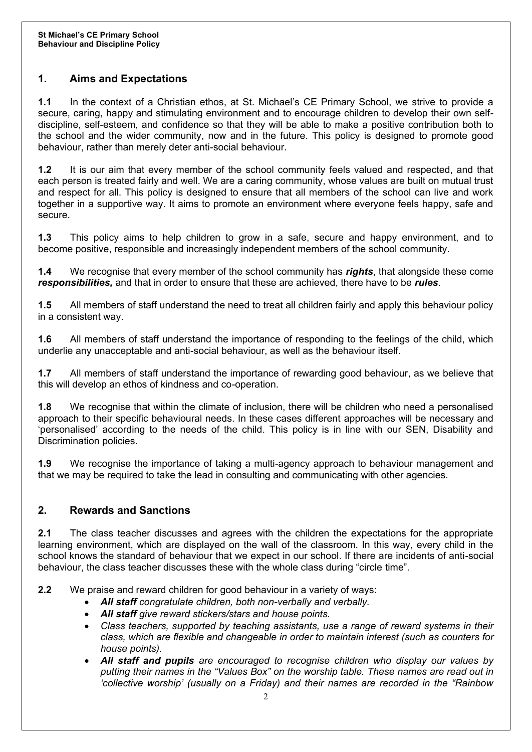## 1. Aims and Expectations

**1.1** In the context of a Christian ethos, at St. Michael's CE Primary School, we strive to provide a secure, caring, happy and stimulating environment and to encourage children to develop their own self-discipline, self-esteem, and confidence so that they will be able to make a positive contribution both to the school and the wider community, now and in the future. This policy is designed to promote good behaviour, rather than merely deter anti-social behaviour.

**1.2** It is our aim that every member of the school community feels valued and respected, and that each person is treated fairly and well. We are a caring community, whose values are built on mutual trust and respect for all. This policy is designed to ensure that all members of the school can live and work together in a supportive way. It aims to promote an environment where everyone feels happy, safe and secure.

**1.3** This policy aims to help children to grow in a safe, secure and happy environment, and to become positive, responsible and increasingly independent members of the school community.

**1.4** We recognise that every member of the school community has ***rights***, that alongside these come ***responsibilities,*** and that in order to ensure that these are achieved, there have to be ***rules***.

**1.5** All members of staff understand the need to treat all children fairly and apply this behaviour policy in a consistent way.

**1.6** All members of staff understand the importance of responding to the feelings of the child, which underlie any unacceptable and anti-social behaviour, as well as the behaviour itself.

**1.7** All members of staff understand the importance of rewarding good behaviour, as we believe that this will develop an ethos of kindness and co-operation.

**1.8** We recognise that within the climate of inclusion, there will be children who need a personalised approach to their specific behavioural needs. In these cases different approaches will be necessary and 'personalised' according to the needs of the child. This policy is in line with our SEN, Disability and Discrimination policies.

**1.9** We recognise the importance of taking a multi-agency approach to behaviour management and that we may be required to take the lead in consulting and communicating with other agencies.

## 2. Rewards and Sanctions

**2.1** The class teacher discusses and agrees with the children the expectations for the appropriate learning environment, which are displayed on the wall of the classroom. In this way, every child in the school knows the standard of behaviour that we expect in our school. If there are incidents of anti-social behaviour, the class teacher discusses these with the whole class during "circle time".

**2.2** We praise and reward children for good behaviour in a variety of ways:

- ***All staff*** *congratulate children, both non-verbally and verbally.*
- ***All staff*** *give reward stickers/stars and house points.*
- *Class teachers, supported by teaching assistants, use a range of reward systems in their class, which are flexible and changeable in order to maintain interest (such as counters for house points).*
- ***All staff and pupils*** *are encouraged to recognise children who display our values by putting their names in the "Values Box" on the worship table. These names are read out in 'collective worship' (usually on a Friday) and their names are recorded in the "Rainbow*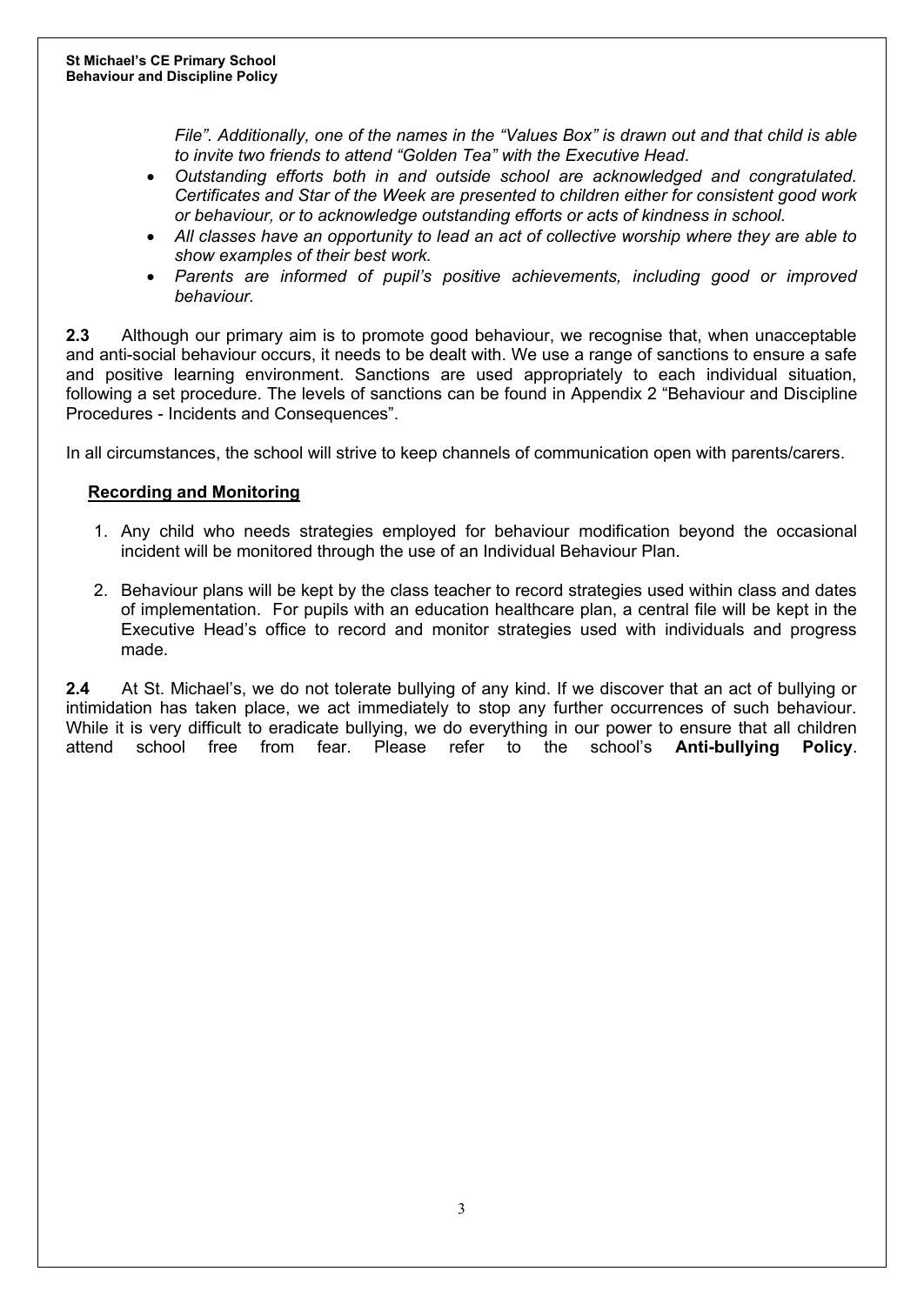*File". Additionally, one of the names in the "Values Box" is drawn out and that child is able to invite two friends to attend "Golden Tea" with the Executive Head.*

- *Outstanding efforts both in and outside school are acknowledged and congratulated. Certificates and Star of the Week are presented to children either for consistent good work or behaviour, or to acknowledge outstanding efforts or acts of kindness in school.*
- *All classes have an opportunity to lead an act of collective worship where they are able to show examples of their best work.*
- *Parents are informed of pupil's positive achievements, including good or improved behaviour.*

**2.3** Although our primary aim is to promote good behaviour, we recognise that, when unacceptable and anti-social behaviour occurs, it needs to be dealt with. We use a range of sanctions to ensure a safe and positive learning environment. Sanctions are used appropriately to each individual situation, following a set procedure. The levels of sanctions can be found in Appendix 2 "Behaviour and Discipline Procedures - Incidents and Consequences".

In all circumstances, the school will strive to keep channels of communication open with parents/carers.

**Recording and Monitoring**

1. Any child who needs strategies employed for behaviour modification beyond the occasional incident will be monitored through the use of an Individual Behaviour Plan.
2. Behaviour plans will be kept by the class teacher to record strategies used within class and dates of implementation. For pupils with an education healthcare plan, a central file will be kept in the Executive Head's office to record and monitor strategies used with individuals and progress made.

**2.4** At St. Michael's, we do not tolerate bullying of any kind. If we discover that an act of bullying or intimidation has taken place, we act immediately to stop any further occurrences of such behaviour. While it is very difficult to eradicate bullying, we do everything in our power to ensure that all children attend school free from fear. Please refer to the school's **Anti-bullying Policy**.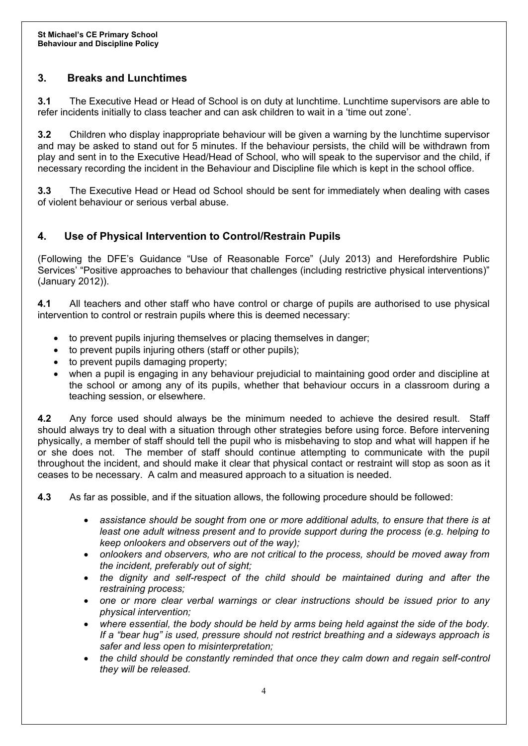## 3. Breaks and Lunchtimes

**3.1** The Executive Head or Head of School is on duty at lunchtime. Lunchtime supervisors are able to refer incidents initially to class teacher and can ask children to wait in a 'time out zone'.

**3.2** Children who display inappropriate behaviour will be given a warning by the lunchtime supervisor and may be asked to stand out for 5 minutes. If the behaviour persists, the child will be withdrawn from play and sent in to the Executive Head/Head of School, who will speak to the supervisor and the child, if necessary recording the incident in the Behaviour and Discipline file which is kept in the school office.

**3.3** The Executive Head or Head od School should be sent for immediately when dealing with cases of violent behaviour or serious verbal abuse.

## 4. Use of Physical Intervention to Control/Restrain Pupils

(Following the DFE's Guidance "Use of Reasonable Force" (July 2013) and Herefordshire Public Services' "Positive approaches to behaviour that challenges (including restrictive physical interventions)" (January 2012)).

**4.1** All teachers and other staff who have control or charge of pupils are authorised to use physical intervention to control or restrain pupils where this is deemed necessary:

- to prevent pupils injuring themselves or placing themselves in danger;
- to prevent pupils injuring others (staff or other pupils);
- to prevent pupils damaging property;
- when a pupil is engaging in any behaviour prejudicial to maintaining good order and discipline at the school or among any of its pupils, whether that behaviour occurs in a classroom during a teaching session, or elsewhere.

**4.2** Any force used should always be the minimum needed to achieve the desired result. Staff should always try to deal with a situation through other strategies before using force. Before intervening physically, a member of staff should tell the pupil who is misbehaving to stop and what will happen if he or she does not. The member of staff should continue attempting to communicate with the pupil throughout the incident, and should make it clear that physical contact or restraint will stop as soon as it ceases to be necessary. A calm and measured approach to a situation is needed.

**4.3** As far as possible, and if the situation allows, the following procedure should be followed:

- *assistance should be sought from one or more additional adults, to ensure that there is at least one adult witness present and to provide support during the process (e.g. helping to keep onlookers and observers out of the way);*
- *onlookers and observers, who are not critical to the process, should be moved away from the incident, preferably out of sight;*
- *the dignity and self-respect of the child should be maintained during and after the restraining process;*
- *one or more clear verbal warnings or clear instructions should be issued prior to any physical intervention;*
- *where essential, the body should be held by arms being held against the side of the body. If a "bear hug" is used, pressure should not restrict breathing and a sideways approach is safer and less open to misinterpretation;*
- *the child should be constantly reminded that once they calm down and regain self-control they will be released.*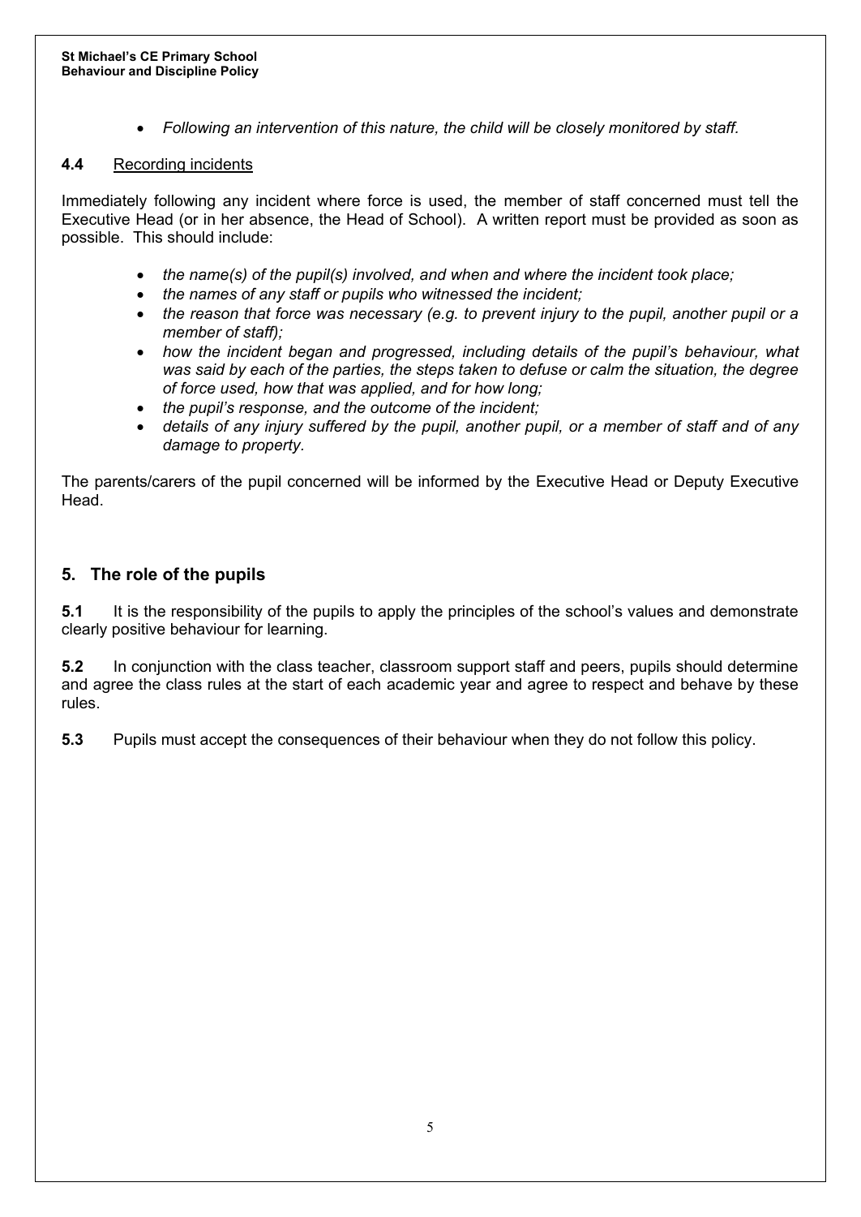- *Following an intervention of this nature, the child will be closely monitored by staff.*

**4.4** Recording incidents

Immediately following any incident where force is used, the member of staff concerned must tell the Executive Head (or in her absence, the Head of School). A written report must be provided as soon as possible. This should include:

- *the name(s) of the pupil(s) involved, and when and where the incident took place;*
- *the names of any staff or pupils who witnessed the incident;*
- *the reason that force was necessary (e.g. to prevent injury to the pupil, another pupil or a member of staff);*
- *how the incident began and progressed, including details of the pupil's behaviour, what was said by each of the parties, the steps taken to defuse or calm the situation, the degree of force used, how that was applied, and for how long;*
- *the pupil's response, and the outcome of the incident;*
- *details of any injury suffered by the pupil, another pupil, or a member of staff and of any damage to property.*

The parents/carers of the pupil concerned will be informed by the Executive Head or Deputy Executive Head.

## 5. The role of the pupils

**5.1** It is the responsibility of the pupils to apply the principles of the school's values and demonstrate clearly positive behaviour for learning.

**5.2** In conjunction with the class teacher, classroom support staff and peers, pupils should determine and agree the class rules at the start of each academic year and agree to respect and behave by these rules.

**5.3** Pupils must accept the consequences of their behaviour when they do not follow this policy.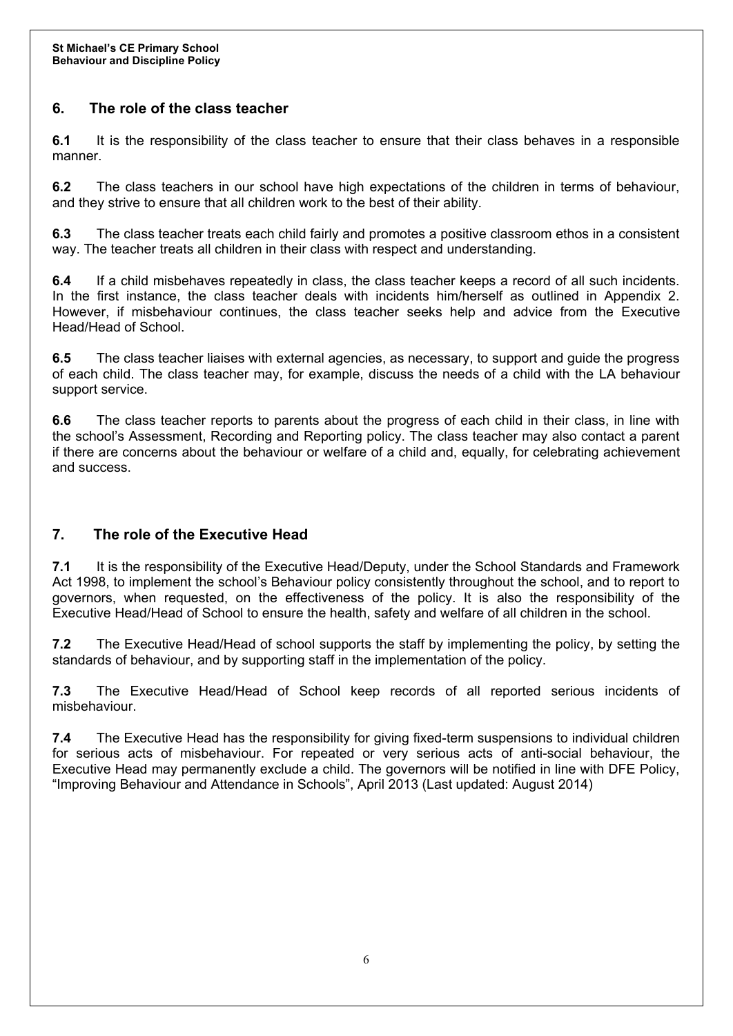## 6. The role of the class teacher

**6.1** It is the responsibility of the class teacher to ensure that their class behaves in a responsible manner.

**6.2** The class teachers in our school have high expectations of the children in terms of behaviour, and they strive to ensure that all children work to the best of their ability.

**6.3** The class teacher treats each child fairly and promotes a positive classroom ethos in a consistent way. The teacher treats all children in their class with respect and understanding.

**6.4** If a child misbehaves repeatedly in class, the class teacher keeps a record of all such incidents. In the first instance, the class teacher deals with incidents him/herself as outlined in Appendix 2. However, if misbehaviour continues, the class teacher seeks help and advice from the Executive Head/Head of School.

**6.5** The class teacher liaises with external agencies, as necessary, to support and guide the progress of each child. The class teacher may, for example, discuss the needs of a child with the LA behaviour support service.

**6.6** The class teacher reports to parents about the progress of each child in their class, in line with the school's Assessment, Recording and Reporting policy. The class teacher may also contact a parent if there are concerns about the behaviour or welfare of a child and, equally, for celebrating achievement and success.

## 7. The role of the Executive Head

**7.1** It is the responsibility of the Executive Head/Deputy, under the School Standards and Framework Act 1998, to implement the school's Behaviour policy consistently throughout the school, and to report to governors, when requested, on the effectiveness of the policy. It is also the responsibility of the Executive Head/Head of School to ensure the health, safety and welfare of all children in the school.

**7.2** The Executive Head/Head of school supports the staff by implementing the policy, by setting the standards of behaviour, and by supporting staff in the implementation of the policy.

**7.3** The Executive Head/Head of School keep records of all reported serious incidents of misbehaviour.

**7.4** The Executive Head has the responsibility for giving fixed-term suspensions to individual children for serious acts of misbehaviour. For repeated or very serious acts of anti-social behaviour, the Executive Head may permanently exclude a child. The governors will be notified in line with DFE Policy, "Improving Behaviour and Attendance in Schools", April 2013 (Last updated: August 2014)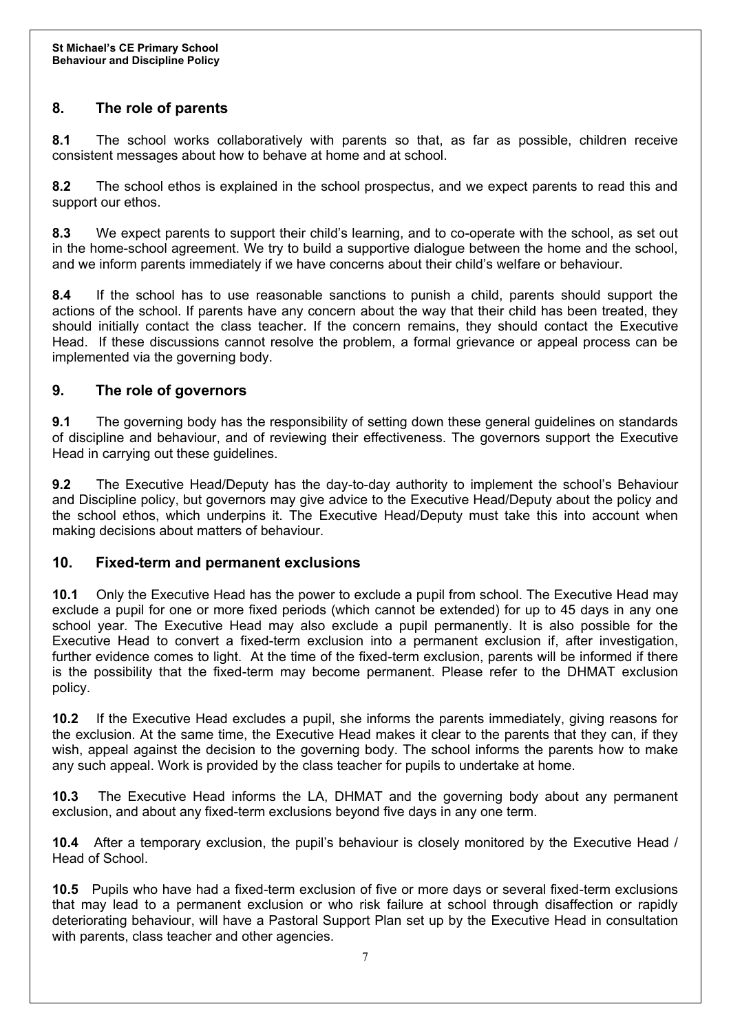## 8. The role of parents

**8.1** The school works collaboratively with parents so that, as far as possible, children receive consistent messages about how to behave at home and at school.

**8.2** The school ethos is explained in the school prospectus, and we expect parents to read this and support our ethos.

**8.3** We expect parents to support their child's learning, and to co-operate with the school, as set out in the home-school agreement. We try to build a supportive dialogue between the home and the school, and we inform parents immediately if we have concerns about their child's welfare or behaviour.

**8.4** If the school has to use reasonable sanctions to punish a child, parents should support the actions of the school. If parents have any concern about the way that their child has been treated, they should initially contact the class teacher. If the concern remains, they should contact the Executive Head. If these discussions cannot resolve the problem, a formal grievance or appeal process can be implemented via the governing body.

## 9. The role of governors

**9.1** The governing body has the responsibility of setting down these general guidelines on standards of discipline and behaviour, and of reviewing their effectiveness. The governors support the Executive Head in carrying out these guidelines.

**9.2** The Executive Head/Deputy has the day-to-day authority to implement the school's Behaviour and Discipline policy, but governors may give advice to the Executive Head/Deputy about the policy and the school ethos, which underpins it. The Executive Head/Deputy must take this into account when making decisions about matters of behaviour.

## 10. Fixed-term and permanent exclusions

**10.1** Only the Executive Head has the power to exclude a pupil from school. The Executive Head may exclude a pupil for one or more fixed periods (which cannot be extended) for up to 45 days in any one school year. The Executive Head may also exclude a pupil permanently. It is also possible for the Executive Head to convert a fixed-term exclusion into a permanent exclusion if, after investigation, further evidence comes to light. At the time of the fixed-term exclusion, parents will be informed if there is the possibility that the fixed-term may become permanent. Please refer to the DHMAT exclusion policy.

**10.2** If the Executive Head excludes a pupil, she informs the parents immediately, giving reasons for the exclusion. At the same time, the Executive Head makes it clear to the parents that they can, if they wish, appeal against the decision to the governing body. The school informs the parents how to make any such appeal. Work is provided by the class teacher for pupils to undertake at home.

**10.3** The Executive Head informs the LA, DHMAT and the governing body about any permanent exclusion, and about any fixed-term exclusions beyond five days in any one term.

**10.4** After a temporary exclusion, the pupil's behaviour is closely monitored by the Executive Head / Head of School.

**10.5** Pupils who have had a fixed-term exclusion of five or more days or several fixed-term exclusions that may lead to a permanent exclusion or who risk failure at school through disaffection or rapidly deteriorating behaviour, will have a Pastoral Support Plan set up by the Executive Head in consultation with parents, class teacher and other agencies.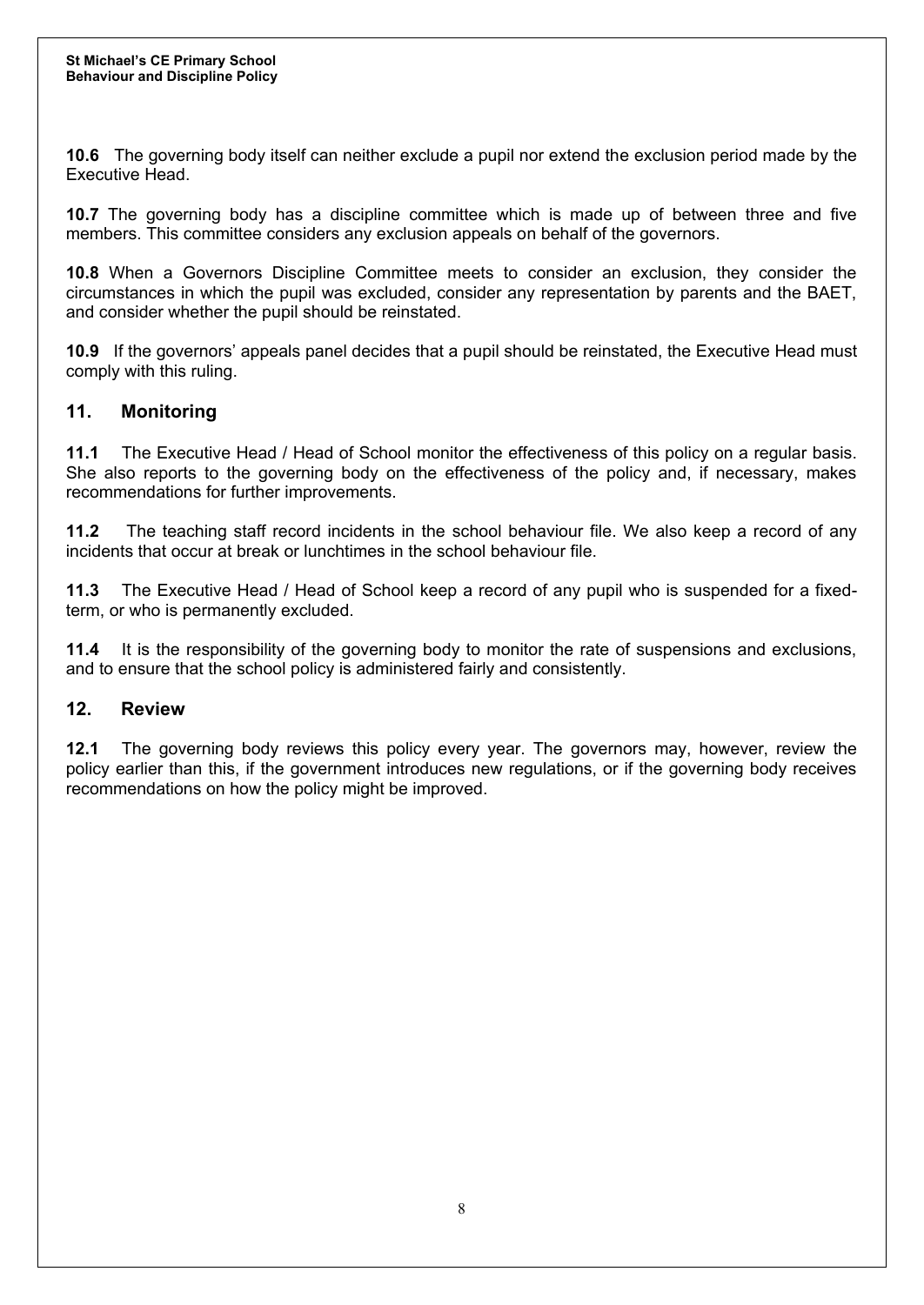**10.6** The governing body itself can neither exclude a pupil nor extend the exclusion period made by the Executive Head.

**10.7** The governing body has a discipline committee which is made up of between three and five members. This committee considers any exclusion appeals on behalf of the governors.

**10.8** When a Governors Discipline Committee meets to consider an exclusion, they consider the circumstances in which the pupil was excluded, consider any representation by parents and the BAET, and consider whether the pupil should be reinstated.

**10.9** If the governors' appeals panel decides that a pupil should be reinstated, the Executive Head must comply with this ruling.

## 11. Monitoring

**11.1** The Executive Head / Head of School monitor the effectiveness of this policy on a regular basis. She also reports to the governing body on the effectiveness of the policy and, if necessary, makes recommendations for further improvements.

**11.2** The teaching staff record incidents in the school behaviour file. We also keep a record of any incidents that occur at break or lunchtimes in the school behaviour file.

**11.3** The Executive Head / Head of School keep a record of any pupil who is suspended for a fixed-term, or who is permanently excluded.

**11.4** It is the responsibility of the governing body to monitor the rate of suspensions and exclusions, and to ensure that the school policy is administered fairly and consistently.

## 12. Review

**12.1** The governing body reviews this policy every year. The governors may, however, review the policy earlier than this, if the government introduces new regulations, or if the governing body receives recommendations on how the policy might be improved.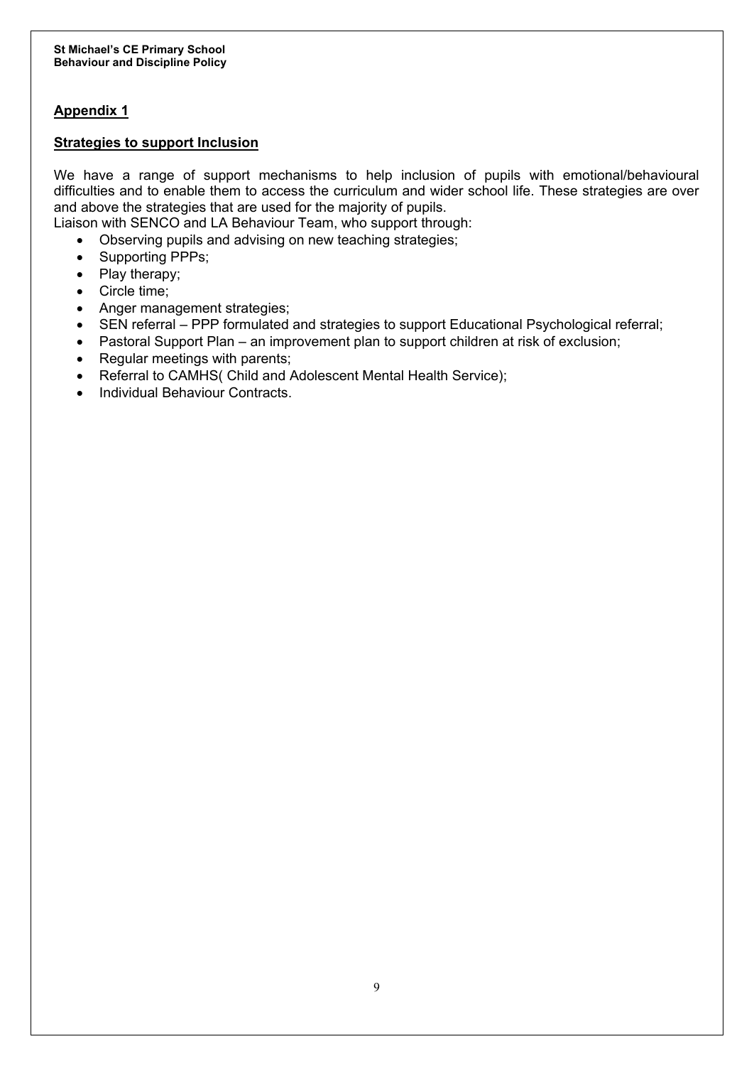## Appendix 1

### Strategies to support Inclusion

We have a range of support mechanisms to help inclusion of pupils with emotional/behavioural difficulties and to enable them to access the curriculum and wider school life. These strategies are over and above the strategies that are used for the majority of pupils.

Liaison with SENCO and LA Behaviour Team, who support through:

- Observing pupils and advising on new teaching strategies;
- Supporting PPPs;
- Play therapy;
- Circle time;
- Anger management strategies;
- SEN referral – PPP formulated and strategies to support Educational Psychological referral;
- Pastoral Support Plan – an improvement plan to support children at risk of exclusion;
- Regular meetings with parents;
- Referral to CAMHS( Child and Adolescent Mental Health Service);
- Individual Behaviour Contracts.